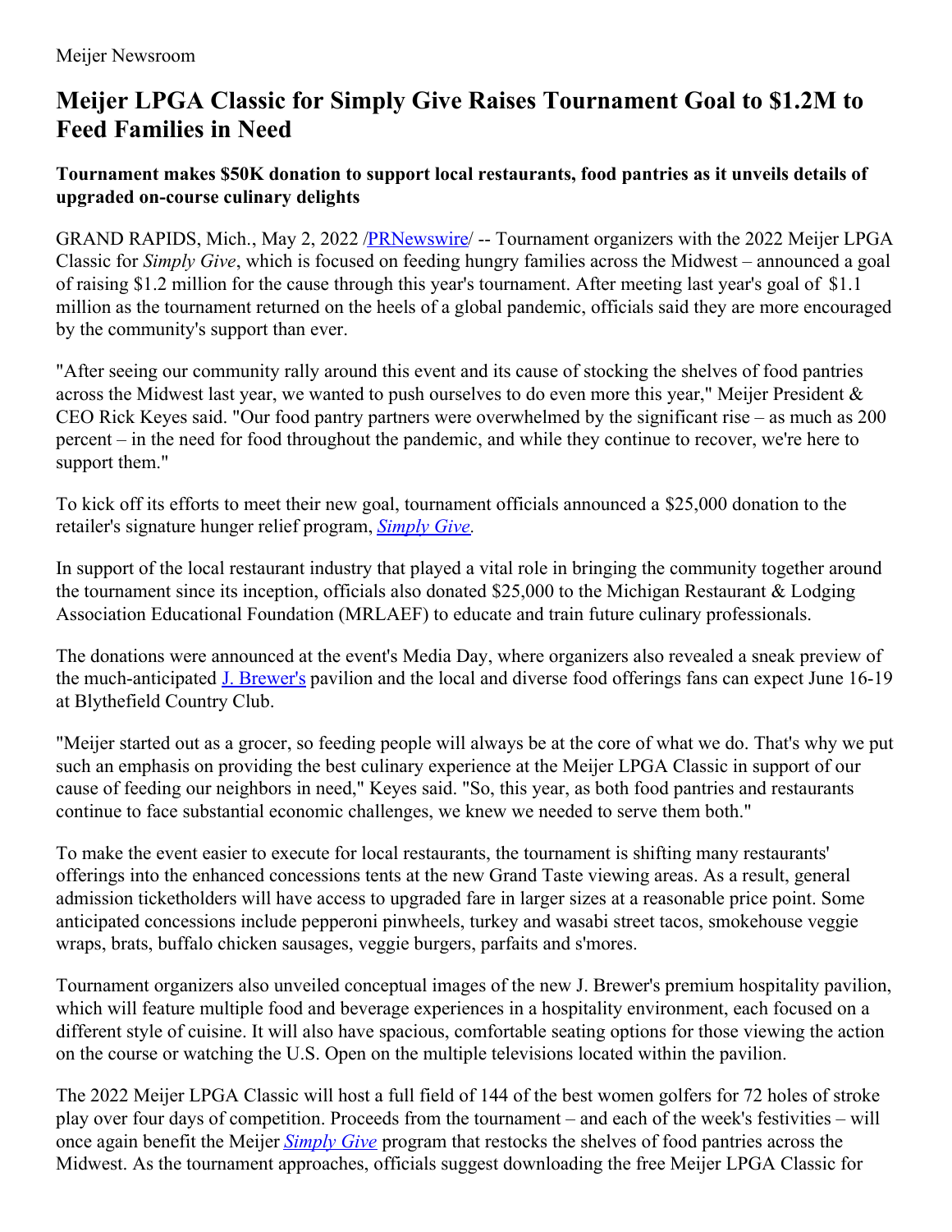Meijer Newsroom

# Meijer LPGA Classic for Simply Give Raises Tournament Goal to $1.2M to Feed Families in Need

**Tournament makes $50K donation to support local restaurants, food pantries as it unveils details of upgraded on-course culinary delights**

GRAND RAPIDS, Mich., May 2, 2022 /PRNewswire/ -- Tournament organizers with the 2022 Meijer LPGA Classic for *Simply Give*, which is focused on feeding hungry families across the Midwest – announced a goal of raising $1.2 million for the cause through this year's tournament. After meeting last year's goal of $1.1 million as the tournament returned on the heels of a global pandemic, officials said they are more encouraged by the community's support than ever.

"After seeing our community rally around this event and its cause of stocking the shelves of food pantries across the Midwest last year, we wanted to push ourselves to do even more this year," Meijer President & CEO Rick Keyes said. "Our food pantry partners were overwhelmed by the significant rise – as much as 200 percent – in the need for food throughout the pandemic, and while they continue to recover, we're here to support them."

To kick off its efforts to meet their new goal, tournament officials announced a $25,000 donation to the retailer's signature hunger relief program, *Simply Give*.

In support of the local restaurant industry that played a vital role in bringing the community together around the tournament since its inception, officials also donated $25,000 to the Michigan Restaurant & Lodging Association Educational Foundation (MRLAEF) to educate and train future culinary professionals.

The donations were announced at the event's Media Day, where organizers also revealed a sneak preview of the much-anticipated J. Brewer's pavilion and the local and diverse food offerings fans can expect June 16-19 at Blythefield Country Club.

"Meijer started out as a grocer, so feeding people will always be at the core of what we do. That's why we put such an emphasis on providing the best culinary experience at the Meijer LPGA Classic in support of our cause of feeding our neighbors in need," Keyes said. "So, this year, as both food pantries and restaurants continue to face substantial economic challenges, we knew we needed to serve them both."

To make the event easier to execute for local restaurants, the tournament is shifting many restaurants' offerings into the enhanced concessions tents at the new Grand Taste viewing areas. As a result, general admission ticketholders will have access to upgraded fare in larger sizes at a reasonable price point. Some anticipated concessions include pepperoni pinwheels, turkey and wasabi street tacos, smokehouse veggie wraps, brats, buffalo chicken sausages, veggie burgers, parfaits and s'mores.

Tournament organizers also unveiled conceptual images of the new J. Brewer's premium hospitality pavilion, which will feature multiple food and beverage experiences in a hospitality environment, each focused on a different style of cuisine. It will also have spacious, comfortable seating options for those viewing the action on the course or watching the U.S. Open on the multiple televisions located within the pavilion.

The 2022 Meijer LPGA Classic will host a full field of 144 of the best women golfers for 72 holes of stroke play over four days of competition. Proceeds from the tournament – and each of the week's festivities – will once again benefit the Meijer *Simply Give* program that restocks the shelves of food pantries across the Midwest. As the tournament approaches, officials suggest downloading the free Meijer LPGA Classic for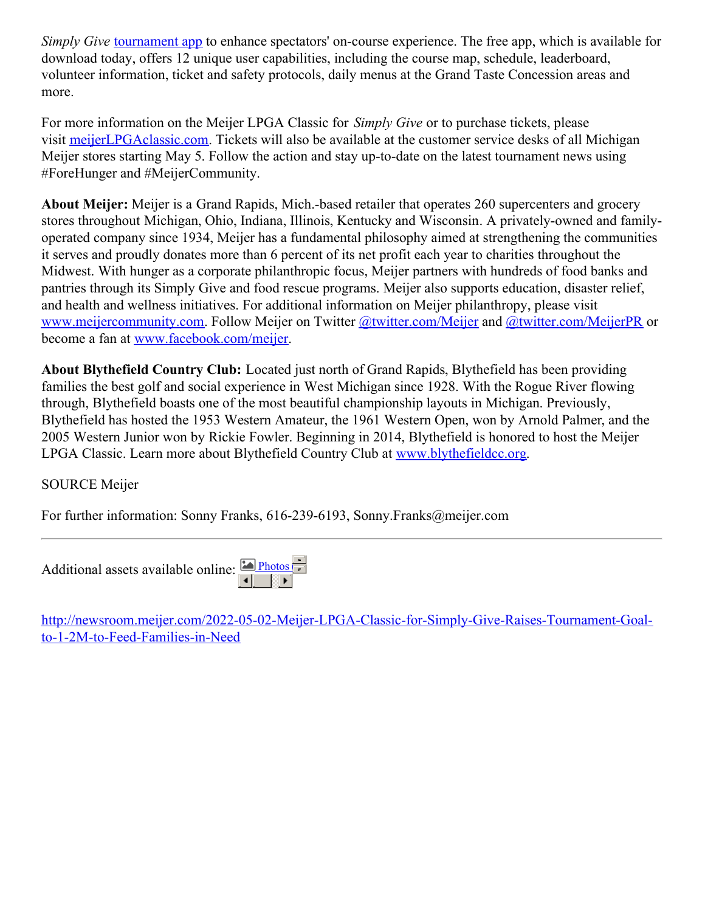*Simply Give* [tournament app](tournament app) to enhance spectators' on-course experience. The free app, which is available for download today, offers 12 unique user capabilities, including the course map, schedule, leaderboard, volunteer information, ticket and safety protocols, daily menus at the Grand Taste Concession areas and more.

For more information on the Meijer LPGA Classic for *Simply Give* or to purchase tickets, please visit meijerLPGAclassic.com. Tickets will also be available at the customer service desks of all Michigan Meijer stores starting May 5. Follow the action and stay up-to-date on the latest tournament news using #ForeHunger and #MeijerCommunity.

**About Meijer:** Meijer is a Grand Rapids, Mich.-based retailer that operates 260 supercenters and grocery stores throughout Michigan, Ohio, Indiana, Illinois, Kentucky and Wisconsin. A privately-owned and family-operated company since 1934, Meijer has a fundamental philosophy aimed at strengthening the communities it serves and proudly donates more than 6 percent of its net profit each year to charities throughout the Midwest. With hunger as a corporate philanthropic focus, Meijer partners with hundreds of food banks and pantries through its Simply Give and food rescue programs. Meijer also supports education, disaster relief, and health and wellness initiatives. For additional information on Meijer philanthropy, please visit www.meijercommunity.com. Follow Meijer on Twitter @twitter.com/Meijer and @twitter.com/MeijerPR or become a fan at www.facebook.com/meijer.

**About Blythefield Country Club:** Located just north of Grand Rapids, Blythefield has been providing families the best golf and social experience in West Michigan since 1928. With the Rogue River flowing through, Blythefield boasts one of the most beautiful championship layouts in Michigan. Previously, Blythefield has hosted the 1953 Western Amateur, the 1961 Western Open, won by Arnold Palmer, and the 2005 Western Junior won by Rickie Fowler. Beginning in 2014, Blythefield is honored to host the Meijer LPGA Classic. Learn more about Blythefield Country Club at www.blythefielddcc.org.

SOURCE Meijer

For further information: Sonny Franks, 616-239-6193, Sonny.Franks@meijer.com

---

Additional assets available online: Photos

http://newsroom.meijer.com/2022-05-02-Meijer-LPGA-Classic-for-Simply-Give-Raises-Tournament-Goal-to-1-2M-to-Feed-Families-in-Need